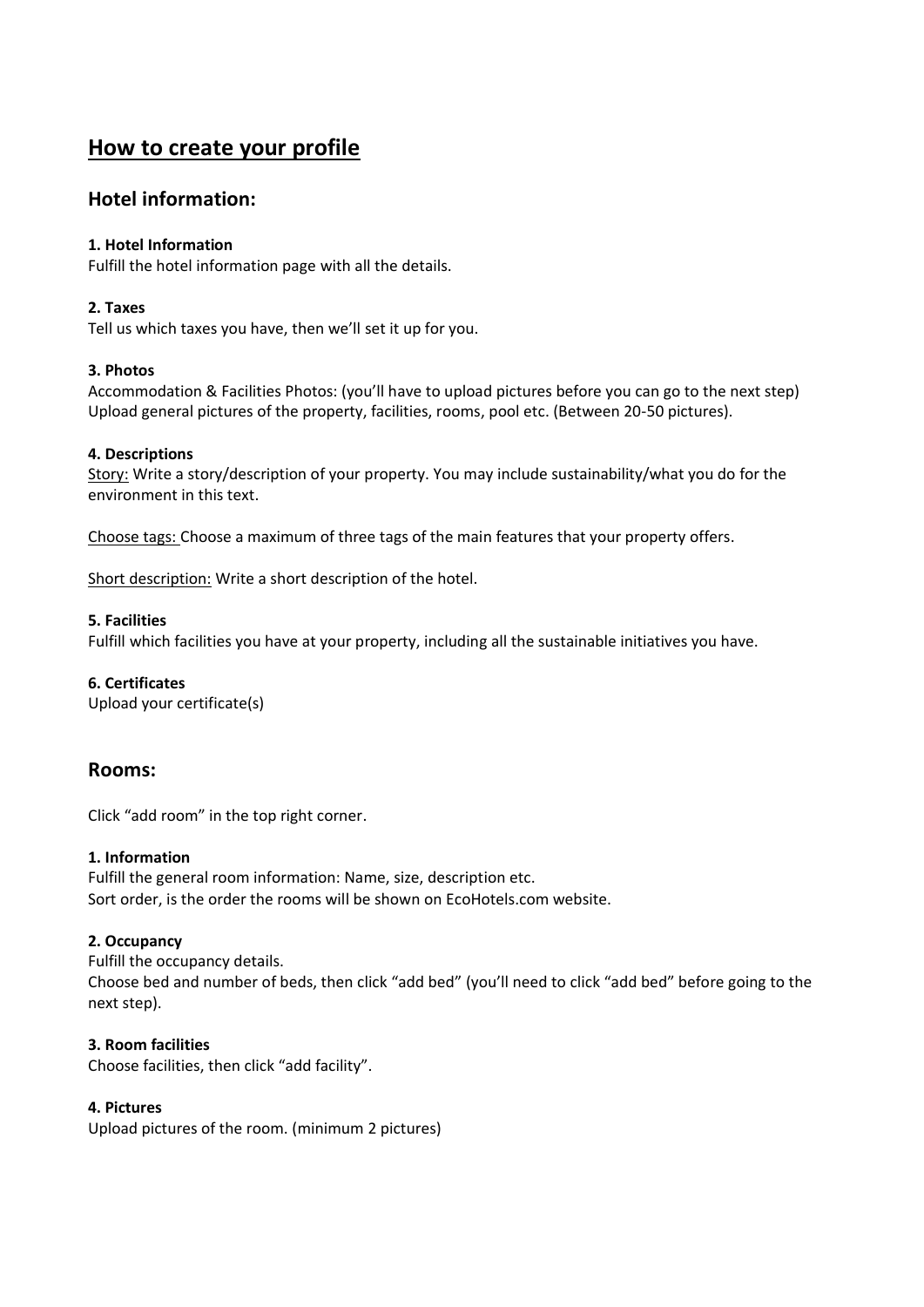# How to create your profile

## Hotel information:

**1. Hotel Information**
Fulfill the hotel information page with all the details.

**2. Taxes**
Tell us which taxes you have, then we'll set it up for you.

**3. Photos**
Accommodation & Facilities Photos: (you'll have to upload pictures before you can go to the next step)
Upload general pictures of the property, facilities, rooms, pool etc. (Between 20-50 pictures).

**4. Descriptions**
Story: Write a story/description of your property. You may include sustainability/what you do for the environment in this text.

Choose tags: Choose a maximum of three tags of the main features that your property offers.

Short description: Write a short description of the hotel.

**5. Facilities**
Fulfill which facilities you have at your property, including all the sustainable initiatives you have.

**6. Certificates**
Upload your certificate(s)

## Rooms:

Click "add room" in the top right corner.

**1. Information**
Fulfill the general room information: Name, size, description etc.
Sort order, is the order the rooms will be shown on EcoHotels.com website.

**2. Occupancy**
Fulfill the occupancy details.
Choose bed and number of beds, then click "add bed" (you'll need to click "add bed" before going to the next step).

**3. Room facilities**
Choose facilities, then click "add facility".

**4. Pictures**
Upload pictures of the room. (minimum 2 pictures)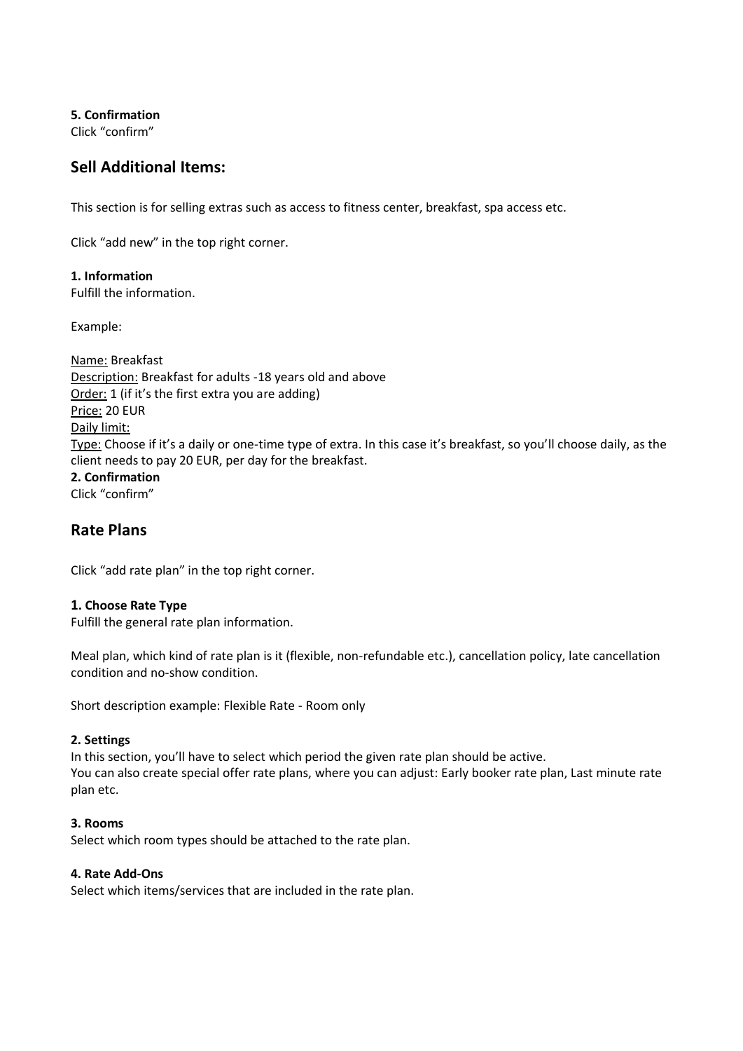**5. Confirmation**
Click "confirm"

## Sell Additional Items:

This section is for selling extras such as access to fitness center, breakfast, spa access etc.

Click "add new" in the top right corner.

**1. Information**
Fulfill the information.

Example:

<u>Name:</u> Breakfast
<u>Description:</u> Breakfast for adults -18 years old and above
<u>Order:</u> 1 (if it's the first extra you are adding)
<u>Price:</u> 20 EUR
<u>Daily limit:</u>
<u>Type:</u> Choose if it's a daily or one-time type of extra. In this case it's breakfast, so you'll choose daily, as the client needs to pay 20 EUR, per day for the breakfast.

**2. Confirmation**
Click "confirm"

## Rate Plans

Click "add rate plan" in the top right corner.

**1. Choose Rate Type**
Fulfill the general rate plan information.

Meal plan, which kind of rate plan is it (flexible, non-refundable etc.), cancellation policy, late cancellation condition and no-show condition.

Short description example: Flexible Rate - Room only

**2. Settings**
In this section, you'll have to select which period the given rate plan should be active.
You can also create special offer rate plans, where you can adjust: Early booker rate plan, Last minute rate plan etc.

**3. Rooms**
Select which room types should be attached to the rate plan.

**4. Rate Add-Ons**
Select which items/services that are included in the rate plan.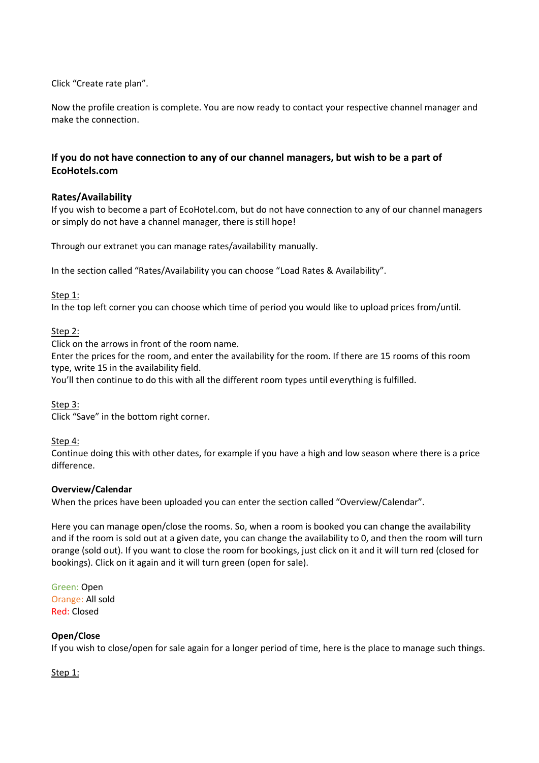Click “Create rate plan”.

Now the profile creation is complete. You are now ready to contact your respective channel manager and make the connection.

### If you do not have connection to any of our channel managers, but wish to be a part of EcoHotels.com

#### Rates/Availability

If you wish to become a part of EcoHotel.com, but do not have connection to any of our channel managers or simply do not have a channel manager, there is still hope!

Through our extranet you can manage rates/availability manually.

In the section called “Rates/Availability you can choose “Load Rates & Availability”.

<u>Step 1:</u>
In the top left corner you can choose which time of period you would like to upload prices from/until.

<u>Step 2:</u>
Click on the arrows in front of the room name.
Enter the prices for the room, and enter the availability for the room. If there are 15 rooms of this room type, write 15 in the availability field.
You’ll then continue to do this with all the different room types until everything is fulfilled.

<u>Step 3:</u>
Click “Save” in the bottom right corner.

<u>Step 4:</u>
Continue doing this with other dates, for example if you have a high and low season where there is a price difference.

#### Overview/Calendar

When the prices have been uploaded you can enter the section called “Overview/Calendar”.

Here you can manage open/close the rooms. So, when a room is booked you can change the availability and if the room is sold out at a given date, you can change the availability to 0, and then the room will turn orange (sold out). If you want to close the room for bookings, just click on it and it will turn red (closed for bookings). Click on it again and it will turn green (open for sale).

Green: Open
Orange: All sold
Red: Closed

#### Open/Close

If you wish to close/open for sale again for a longer period of time, here is the place to manage such things.

<u>Step 1:</u>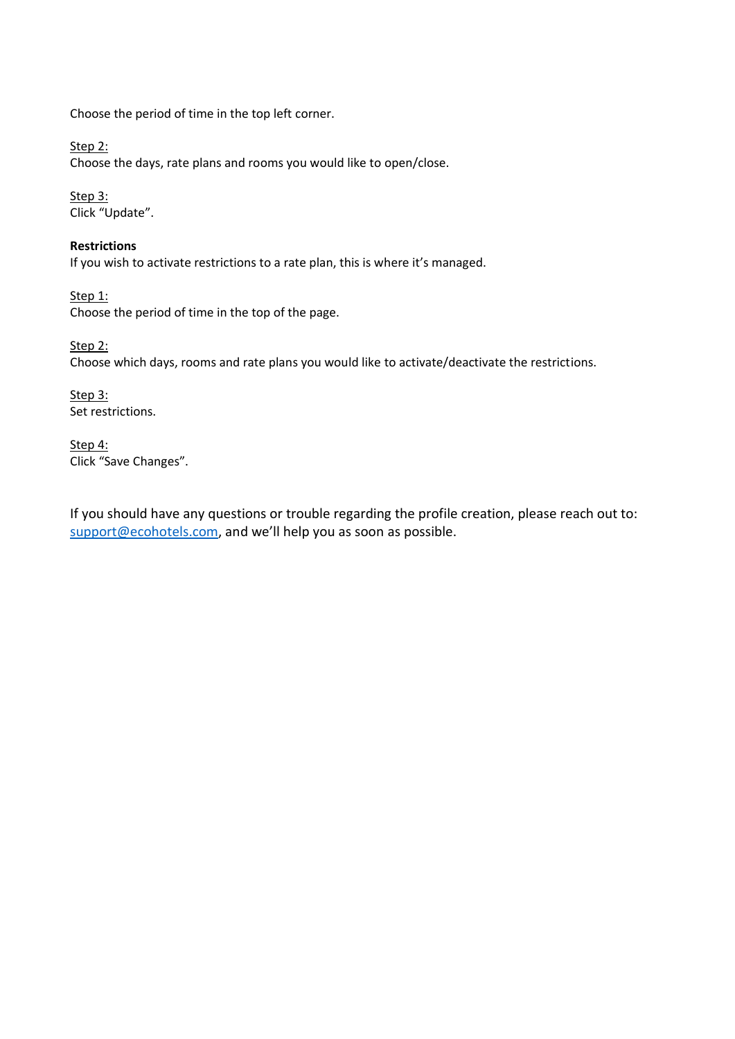Choose the period of time in the top left corner.

Step 2:
Choose the days, rate plans and rooms you would like to open/close.

Step 3:
Click “Update”.

**Restrictions**
If you wish to activate restrictions to a rate plan, this is where it’s managed.

Step 1:
Choose the period of time in the top of the page.

Step 2:
Choose which days, rooms and rate plans you would like to activate/deactivate the restrictions.

Step 3:
Set restrictions.

Step 4:
Click “Save Changes”.

If you should have any questions or trouble regarding the profile creation, please reach out to: support@ecohotels.com, and we’ll help you as soon as possible.